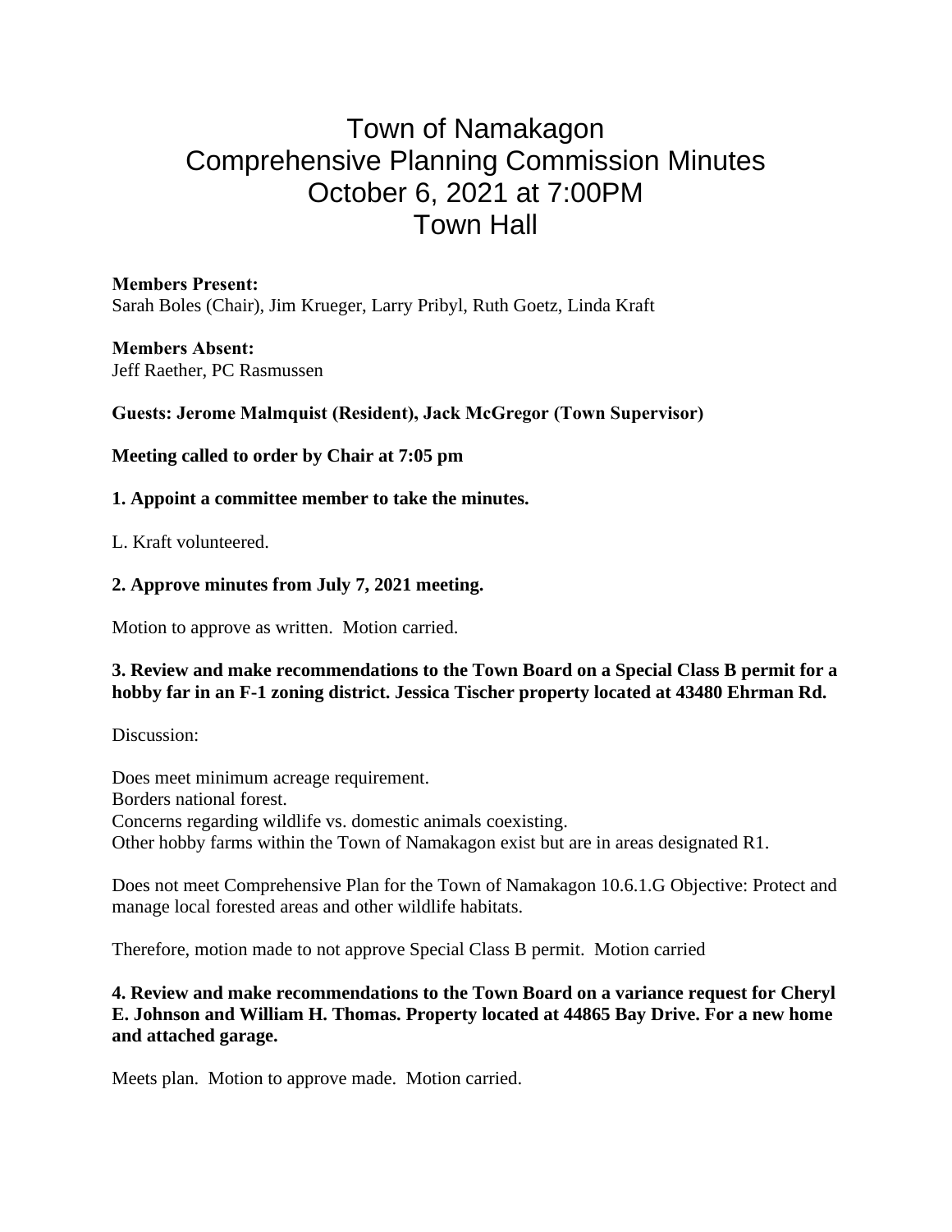# Town of Namakagon
# Comprehensive Planning Commission Minutes
# October 6, 2021 at 7:00PM
# Town Hall

**Members Present:**
Sarah Boles (Chair), Jim Krueger, Larry Pribyl, Ruth Goetz, Linda Kraft

**Members Absent:**
Jeff Raether, PC Rasmussen

**Guests: Jerome Malmquist (Resident), Jack McGregor (Town Supervisor)**

**Meeting called to order by Chair at 7:05 pm**

**1. Appoint a committee member to take the minutes.**

L. Kraft volunteered.

**2. Approve minutes from July 7, 2021 meeting.**

Motion to approve as written. Motion carried.

**3. Review and make recommendations to the Town Board on a Special Class B permit for a hobby far in an F-1 zoning district. Jessica Tischer property located at 43480 Ehrman Rd.**

Discussion:

Does meet minimum acreage requirement.
Borders national forest.
Concerns regarding wildlife vs. domestic animals coexisting.
Other hobby farms within the Town of Namakagon exist but are in areas designated R1.

Does not meet Comprehensive Plan for the Town of Namakagon 10.6.1.G Objective: Protect and manage local forested areas and other wildlife habitats.

Therefore, motion made to not approve Special Class B permit. Motion carried

**4. Review and make recommendations to the Town Board on a variance request for Cheryl E. Johnson and William H. Thomas. Property located at 44865 Bay Drive. For a new home and attached garage.**

Meets plan. Motion to approve made. Motion carried.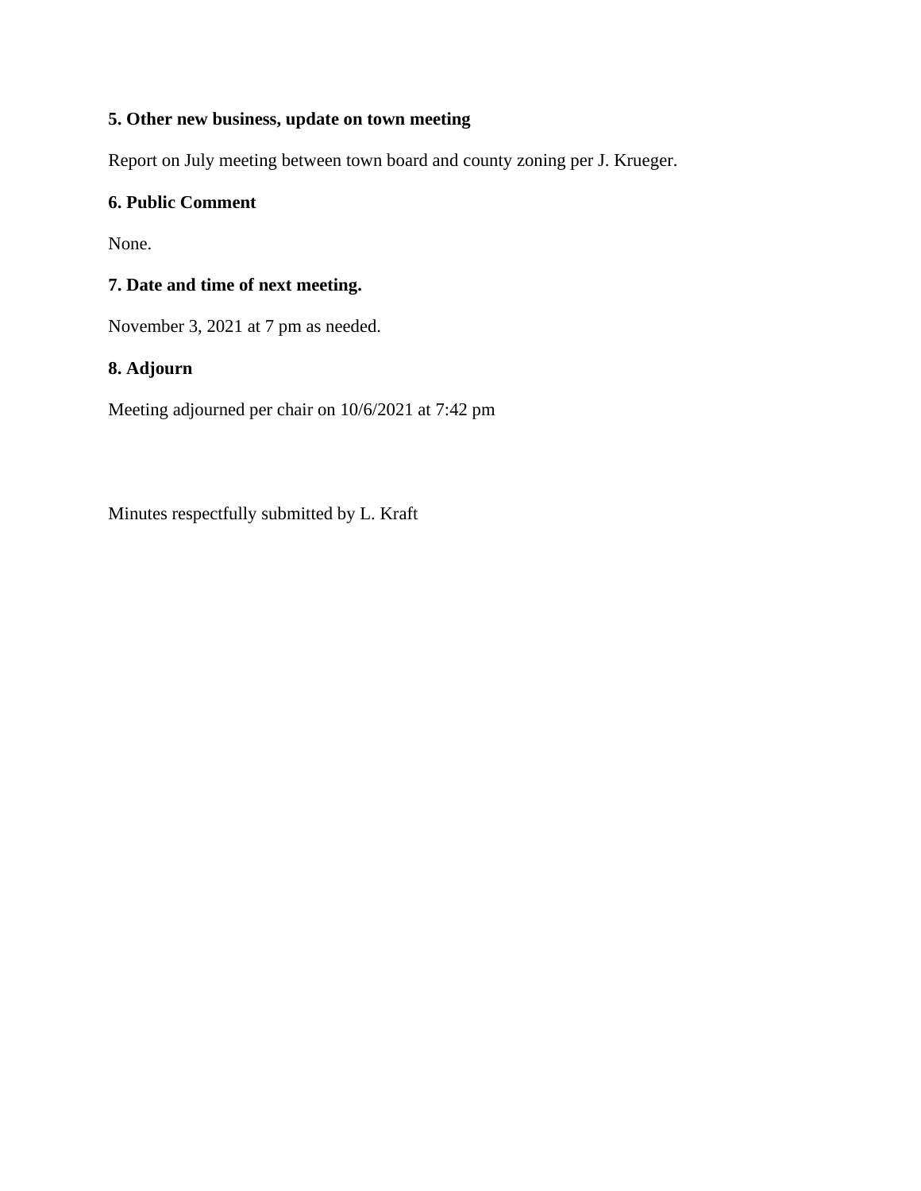**5. Other new business, update on town meeting**

Report on July meeting between town board and county zoning per J. Krueger.

**6. Public Comment**

None.

**7. Date and time of next meeting.**

November 3, 2021 at 7 pm as needed.

**8. Adjourn**

Meeting adjourned per chair on 10/6/2021 at 7:42 pm

Minutes respectfully submitted by L. Kraft